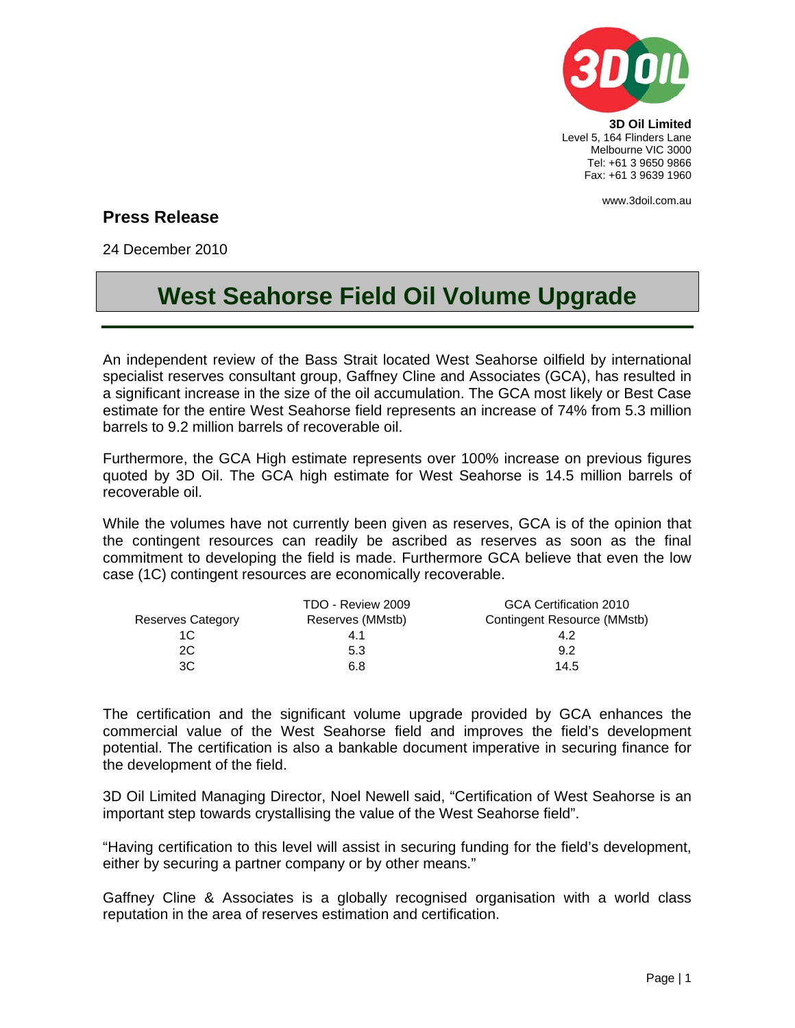**3D Oil Limited**
Level 5, 164 Flinders Lane
Melbourne VIC 3000
Tel: +61 3 9650 9866
Fax: +61 3 9639 1960

www.3doil.com.au

## Press Release

24 December 2010

# West Seahorse Field Oil Volume Upgrade

An independent review of the Bass Strait located West Seahorse oilfield by international specialist reserves consultant group, Gaffney Cline and Associates (GCA), has resulted in a significant increase in the size of the oil accumulation. The GCA most likely or Best Case estimate for the entire West Seahorse field represents an increase of 74% from 5.3 million barrels to 9.2 million barrels of recoverable oil.

Furthermore, the GCA High estimate represents over 100% increase on previous figures quoted by 3D Oil. The GCA high estimate for West Seahorse is 14.5 million barrels of recoverable oil.

While the volumes have not currently been given as reserves, GCA is of the opinion that the contingent resources can readily be ascribed as reserves as soon as the final commitment to developing the field is made. Furthermore GCA believe that even the low case (1C) contingent resources are economically recoverable.

| Reserves Category | TDO - Review 2009 Reserves (MMstb) | GCA Certification 2010 Contingent Resource (MMstb) |
|---|---|---|
| 1C | 4.1 | 4.2 |
| 2C | 5.3 | 9.2 |
| 3C | 6.8 | 14.5 |

The certification and the significant volume upgrade provided by GCA enhances the commercial value of the West Seahorse field and improves the field's development potential. The certification is also a bankable document imperative in securing finance for the development of the field.

3D Oil Limited Managing Director, Noel Newell said, "Certification of West Seahorse is an important step towards crystallising the value of the West Seahorse field".

"Having certification to this level will assist in securing funding for the field's development, either by securing a partner company or by other means."

Gaffney Cline & Associates is a globally recognised organisation with a world class reputation in the area of reserves estimation and certification.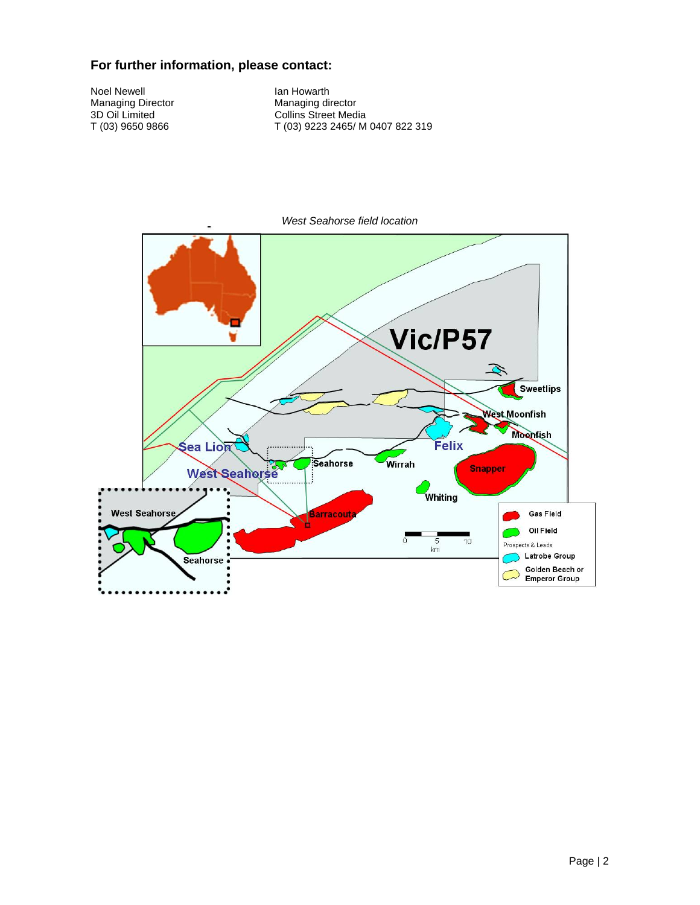**For further information, please contact:**

Noel Newell
Managing Director
3D Oil Limited
T (03) 9650 9866

Ian Howarth
Managing director
Collins Street Media
T (03) 9223 2465/ M 0407 822 319

*West Seahorse field location*

Vic/P57
Sweetlips
West Moonfish
Moonfish
Felix
Sea Lion
Seahorse
Wirrah
Snapper
West Seahorse
Whiting
Barracouta
West Seahorse
Seahorse
0 5 10
km
Gas Field
Oil Field
Prospects & Leads
Latrobe Group
Golden Beach or Emperor Group